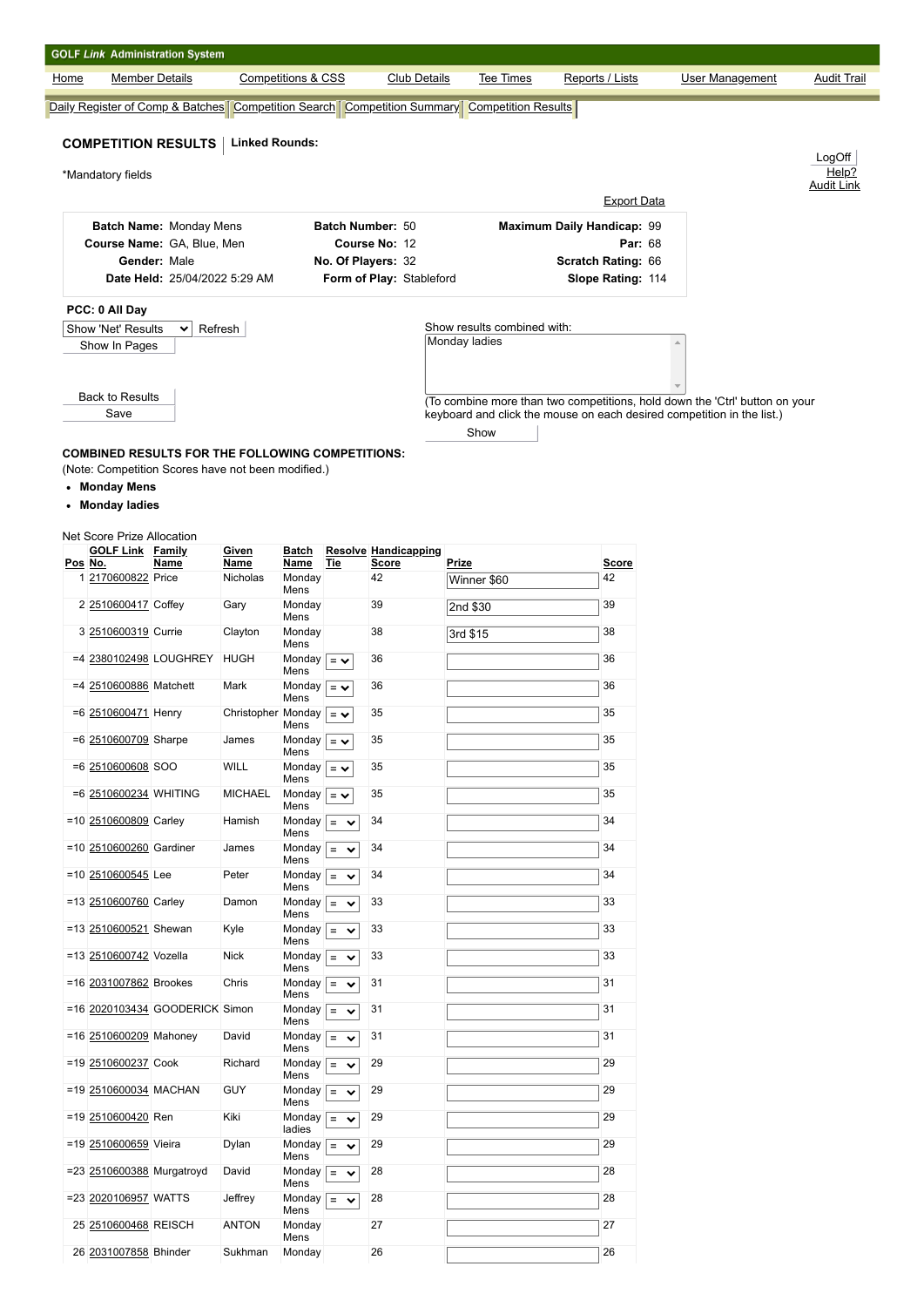**GOLF Link Administration System**

Home | Member Details | Competitions & CSS | Club Details | Tee Times | Reports / Lists | User Management | Audit Trail

Daily Register of Comp & Batches | Competition Search | Competition Summary | Competition Results

## COMPETITION RESULTS | Linked Rounds:

LogOff
Help?
Audit Link

*Mandatory fields

Export Data

| | | | | | |
|---|---|---|---|---|---|
| **Batch Name:** | Monday Mens | **Batch Number:** | 50 | **Maximum Daily Handicap:** | 99 |
| **Course Name:** | GA, Blue, Men | **Course No:** | 12 | **Par:** | 68 |
| **Gender:** | Male | **No. Of Players:** | 32 | **Scratch Rating:** | 66 |
| **Date Held:** | 25/04/2022 5:29 AM | **Form of Play:** | Stableford | **Slope Rating:** | 114 |

**PCC: 0 All Day**

Show 'Net' Results | Refresh

Show In Pages

Show results combined with:
Monday ladies

Back to Results

Save

(To combine more than two competitions, hold down the 'Ctrl' button on your keyboard and click the mouse on each desired competition in the list.)

Show

**COMBINED RESULTS FOR THE FOLLOWING COMPETITIONS:**

(Note: Competition Scores have not been modified.)

- **Monday Mens**
- **Monday ladies**

Net Score Prize Allocation

| Pos | GOLF Link No. | Family Name | Given Name | Batch Name | Resolve Tie | Handicapping Score | Prize | Score |
|---|---|---|---|---|---|---|---|---|
| 1 | 2170600822 | Price | Nicholas | Monday Mens | | 42 | Winner $60 | 42 |
| 2 | 2510600417 | Coffey | Gary | Monday Mens | | 39 | 2nd $30 | 39 |
| 3 | 2510600319 | Currie | Clayton | Monday Mens | | 38 | 3rd $15 | 38 |
| =4 | 2380102498 | LOUGHREY | HUGH | Monday Mens | = | 36 | | 36 |
| =4 | 2510600886 | Matchett | Mark | Monday Mens | = | 36 | | 36 |
| =6 | 2510600471 | Henry | Christopher | Monday Mens | = | 35 | | 35 |
| =6 | 2510600709 | Sharpe | James | Monday Mens | = | 35 | | 35 |
| =6 | 2510600608 | SOO | WILL | Monday Mens | = | 35 | | 35 |
| =6 | 2510600234 | WHITING | MICHAEL | Monday Mens | = | 35 | | 35 |
| =10 | 2510600809 | Carley | Hamish | Monday Mens | = | 34 | | 34 |
| =10 | 2510600260 | Gardiner | James | Monday Mens | = | 34 | | 34 |
| =10 | 2510600545 | Lee | Peter | Monday Mens | = | 34 | | 34 |
| =13 | 2510600760 | Carley | Damon | Monday Mens | = | 33 | | 33 |
| =13 | 2510600521 | Shewan | Kyle | Monday Mens | = | 33 | | 33 |
| =13 | 2510600742 | Vozella | Nick | Monday Mens | = | 33 | | 33 |
| =16 | 2031007862 | Brookes | Chris | Monday Mens | = | 31 | | 31 |
| =16 | 2020103434 | GOODERICK | Simon | Monday Mens | = | 31 | | 31 |
| =16 | 2510600209 | Mahoney | David | Monday Mens | = | 31 | | 31 |
| =19 | 2510600237 | Cook | Richard | Monday Mens | = | 29 | | 29 |
| =19 | 2510600034 | MACHAN | GUY | Monday Mens | = | 29 | | 29 |
| =19 | 2510600420 | Ren | Kiki | Monday ladies | = | 29 | | 29 |
| =19 | 2510600659 | Vieira | Dylan | Monday Mens | = | 29 | | 29 |
| =23 | 2510600388 | Murgatroyd | David | Monday Mens | = | 28 | | 28 |
| =23 | 2020106957 | WATTS | Jeffrey | Monday Mens | = | 28 | | 28 |
| 25 | 2510600468 | REISCH | ANTON | Monday Mens | | 27 | | 27 |
| 26 | 2031007858 | Bhinder | Sukhman | Monday | | 26 | | 26 |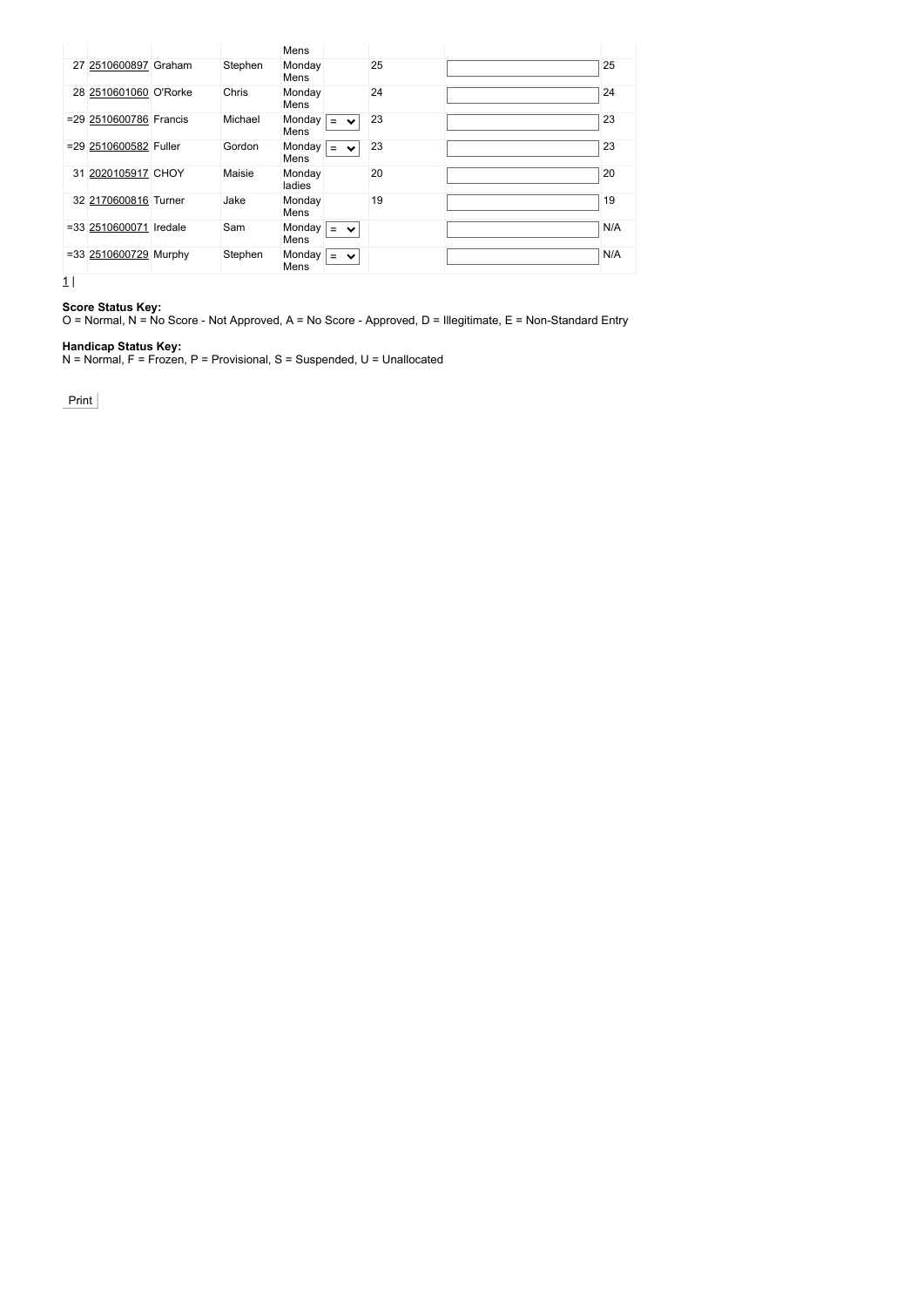| | | | | | | | | |
|---|---|---|---|---|---|---|---|---|
| | | | | Mens | | | | |
| 27 | 2510600897 | Graham | Stephen | Monday Mens | | 25 | | 25 |
| 28 | 2510601060 | O'Rorke | Chris | Monday Mens | | 24 | | 24 |
| =29 | 2510600786 | Francis | Michael | Monday Mens | = | 23 | | 23 |
| =29 | 2510600582 | Fuller | Gordon | Monday Mens | = | 23 | | 23 |
| 31 | 2020105917 | CHOY | Maisie | Monday ladies | | 20 | | 20 |
| 32 | 2170600816 | Turner | Jake | Monday Mens | | 19 | | 19 |
| =33 | 2510600071 | Iredale | Sam | Monday Mens | = | | | N/A |
| =33 | 2510600729 | Murphy | Stephen | Monday Mens | = | | | N/A |

1 |

**Score Status Key:**
O = Normal, N = No Score - Not Approved, A = No Score - Approved, D = Illegitimate, E = Non-Standard Entry

**Handicap Status Key:**
N = Normal, F = Frozen, P = Provisional, S = Suspended, U = Unallocated

Print